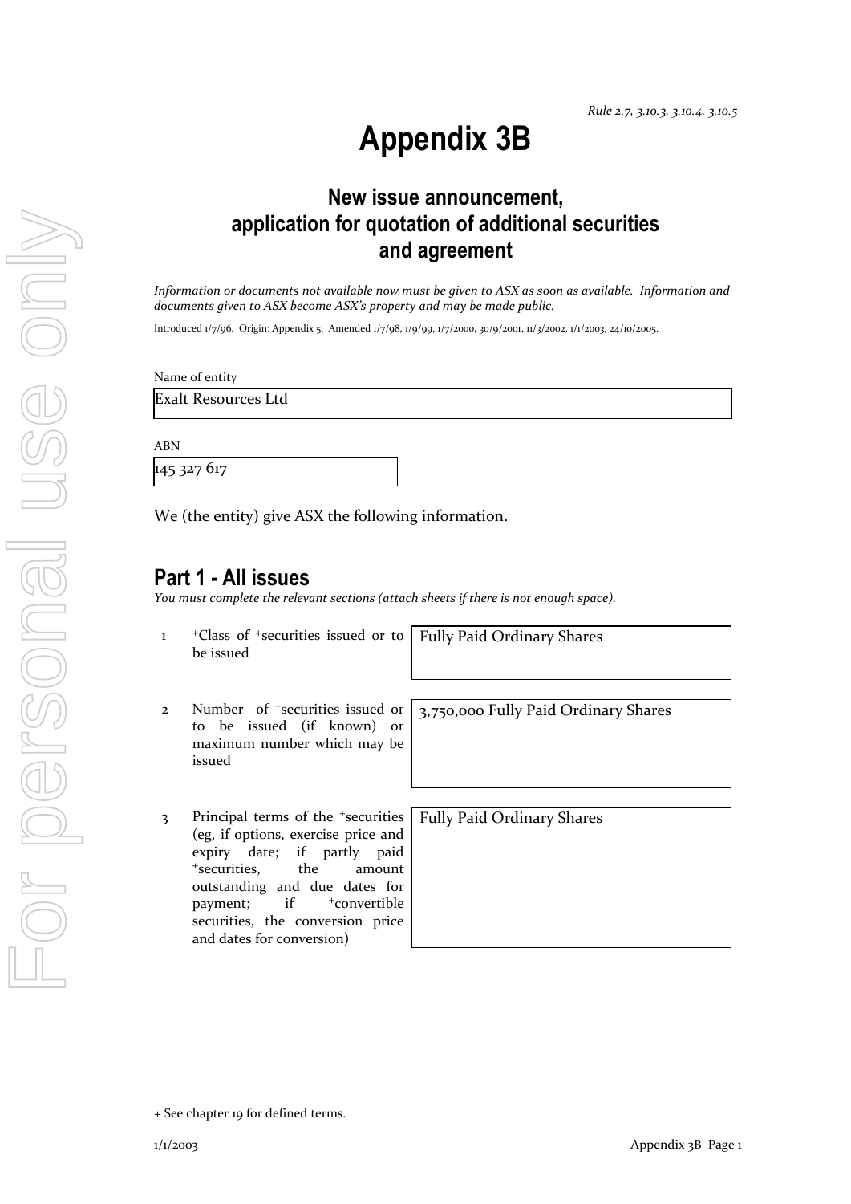*Rule 2.7, 3.10.3, 3.10.4, 3.10.5*

# Appendix 3B

## New issue announcement, application for quotation of additional securities and agreement

*Information or documents not available now must be given to ASX as soon as available. Information and documents given to ASX become ASX's property and may be made public.*

Introduced 1/7/96. Origin: Appendix 5. Amended 1/7/98, 1/9/99, 1/7/2000, 30/9/2001, 11/3/2002, 1/1/2003, 24/10/2005.

Name of entity

Exalt Resources Ltd

ABN

145 327 617

We (the entity) give ASX the following information.

## Part 1 - All issues

*You must complete the relevant sections (attach sheets if there is not enough space).*

| | | |
|---|---|---|
| 1 | +Class of +securities issued or to be issued | Fully Paid Ordinary Shares |
| 2 | Number of +securities issued or to be issued (if known) or maximum number which may be issued | 3,750,000 Fully Paid Ordinary Shares |
| 3 | Principal terms of the +securities (eg, if options, exercise price and expiry date; if partly paid +securities, the amount outstanding and due dates for payment; if +convertible securities, the conversion price and dates for conversion) | Fully Paid Ordinary Shares |

+ See chapter 19 for defined terms.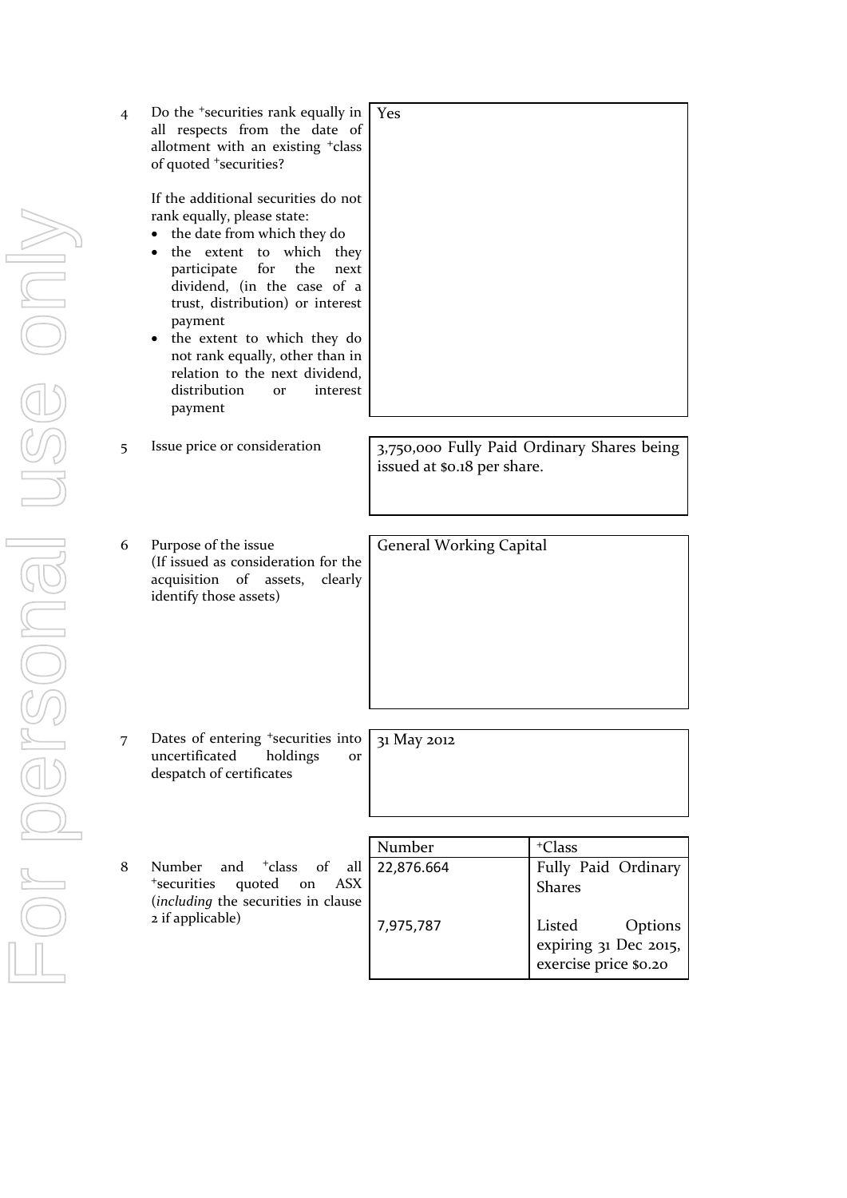| | | |
|---|---|---|
| 4 | Do the +securities rank equally in all respects from the date of allotment with an existing +class of quoted +securities?<br><br>If the additional securities do not rank equally, please state:<br>• the date from which they do<br>• the extent to which they participate for the next dividend, (in the case of a trust, distribution) or interest payment<br>• the extent to which they do not rank equally, other than in relation to the next dividend, distribution or interest payment | Yes |
| 5 | Issue price or consideration | 3,750,000 Fully Paid Ordinary Shares being issued at $0.18 per share. |
| 6 | Purpose of the issue<br>(If issued as consideration for the acquisition of assets, clearly identify those assets) | General Working Capital |
| 7 | Dates of entering +securities into uncertificated holdings or despatch of certificates | 31 May 2012 |

| | | Number | +Class |
|---|---|---|---|
| 8 | Number and +class of all +securities quoted on ASX (*including* the securities in clause 2 if applicable) | 22,876.664 | Fully Paid Ordinary Shares |
| | | 7,975,787 | Listed Options expiring 31 Dec 2015, exercise price $0.20 |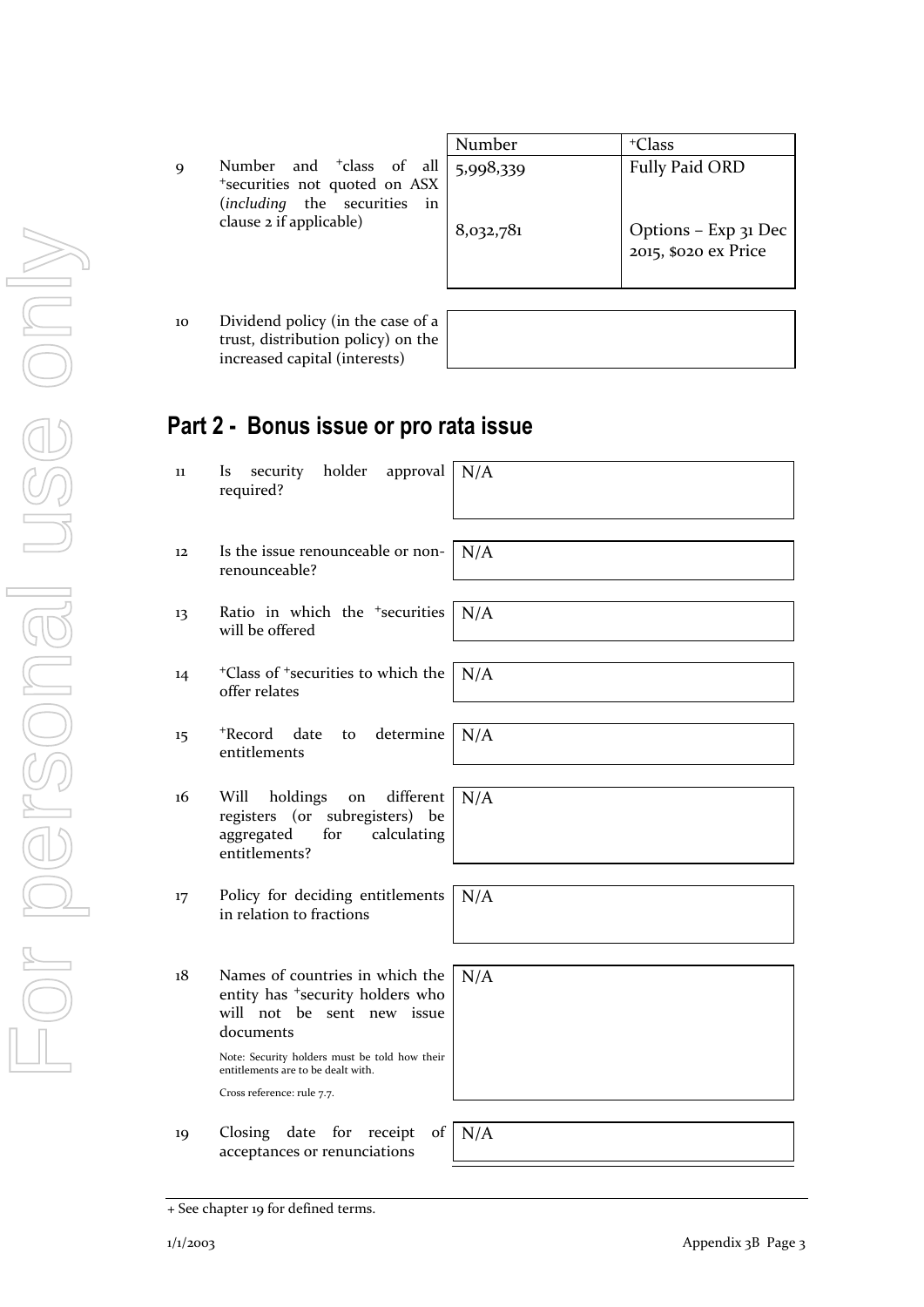| | | Number | +Class |
|---|---|---|---|
| 9 | Number and +class of all +securities not quoted on ASX (*including* the securities in clause 2 if applicable) | 5,998,339<br><br>8,032,781 | Fully Paid ORD<br><br>Options – Exp 31 Dec 2015, $020 ex Price |

| | | |
|---|---|---|
| 10 | Dividend policy (in the case of a trust, distribution policy) on the increased capital (interests) | |

## Part 2 - Bonus issue or pro rata issue

| | | |
|---|---|---|
| 11 | Is security holder approval required? | N/A |
| 12 | Is the issue renounceable or non-renounceable? | N/A |
| 13 | Ratio in which the +securities will be offered | N/A |
| 14 | +Class of +securities to which the offer relates | N/A |
| 15 | +Record date to determine entitlements | N/A |
| 16 | Will holdings on different registers (or subregisters) be aggregated for calculating entitlements? | N/A |
| 17 | Policy for deciding entitlements in relation to fractions | N/A |
| 18 | Names of countries in which the entity has +security holders who will not be sent new issue documents<br><br>Note: Security holders must be told how their entitlements are to be dealt with.<br><br>Cross reference: rule 7.7. | N/A |
| 19 | Closing date for receipt of acceptances or renunciations | N/A |

+ See chapter 19 for defined terms.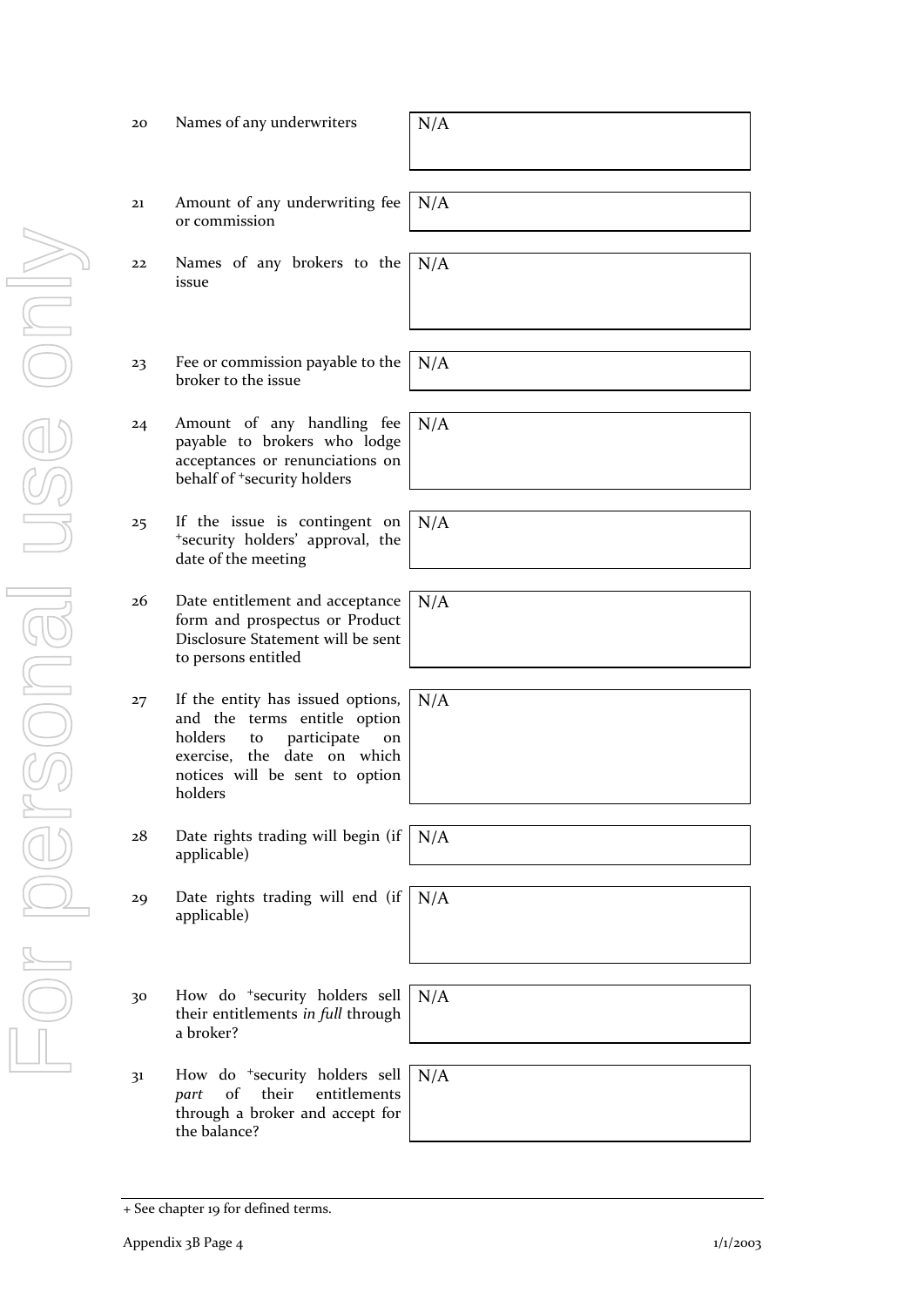| | | |
|---|---|---|
| 20 | Names of any underwriters | N/A |
| 21 | Amount of any underwriting fee or commission | N/A |
| 22 | Names of any brokers to the issue | N/A |
| 23 | Fee or commission payable to the broker to the issue | N/A |
| 24 | Amount of any handling fee payable to brokers who lodge acceptances or renunciations on behalf of +security holders | N/A |
| 25 | If the issue is contingent on +security holders' approval, the date of the meeting | N/A |
| 26 | Date entitlement and acceptance form and prospectus or Product Disclosure Statement will be sent to persons entitled | N/A |
| 27 | If the entity has issued options, and the terms entitle option holders to participate on exercise, the date on which notices will be sent to option holders | N/A |
| 28 | Date rights trading will begin (if applicable) | N/A |
| 29 | Date rights trading will end (if applicable) | N/A |
| 30 | How do +security holders sell their entitlements *in full* through a broker? | N/A |
| 31 | How do +security holders sell *part* of their entitlements through a broker and accept for the balance? | N/A |

+ See chapter 19 for defined terms.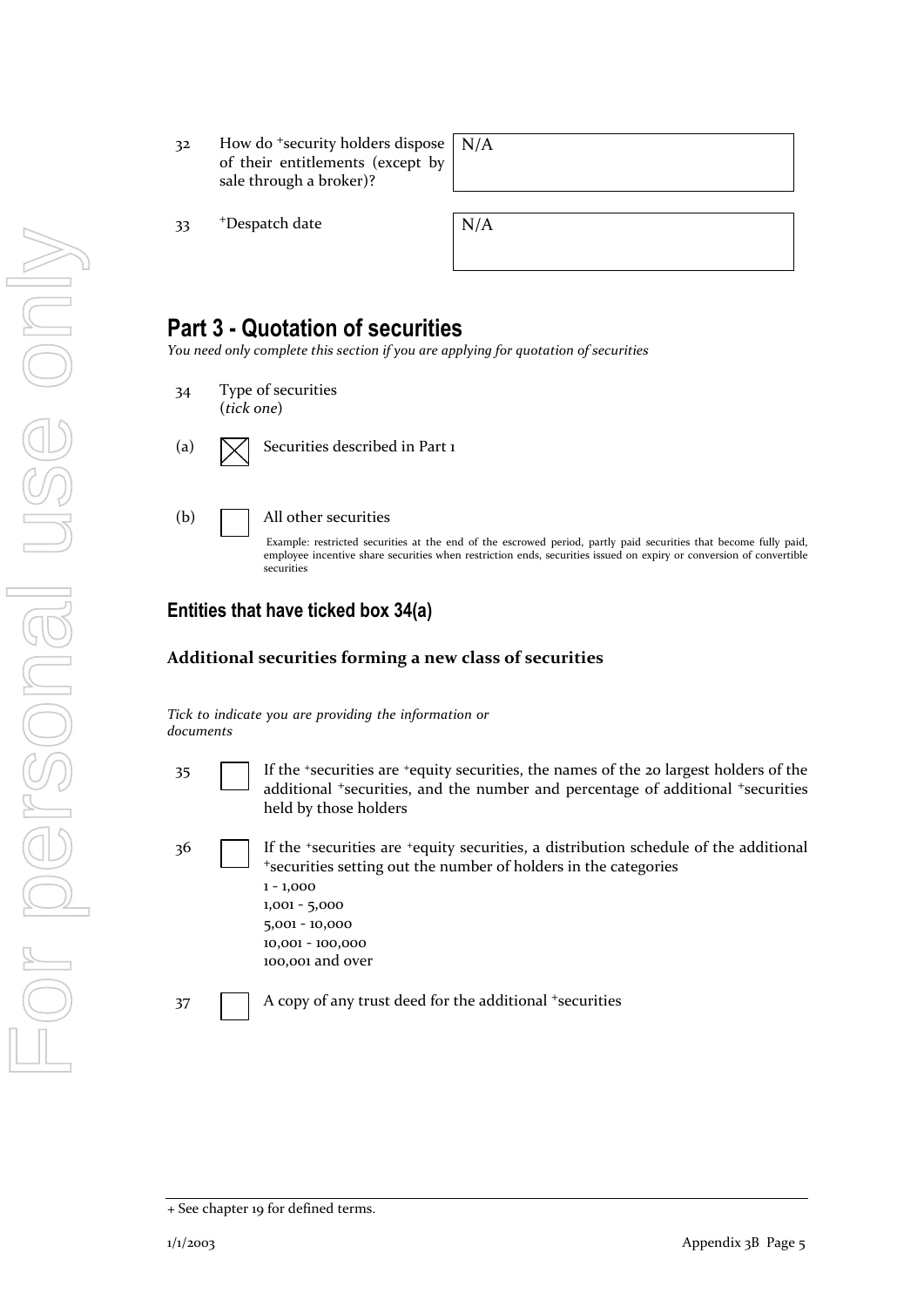| | | |
|---|---|---|
| 32 | How do +security holders dispose of their entitlements (except by sale through a broker)? | N/A |
| 33 | +Despatch date | N/A |

## Part 3 - Quotation of securities

*You need only complete this section if you are applying for quotation of securities*

34 Type of securities
(*tick one*)

(a) ☒ Securities described in Part 1

(b) ☐ All other securities

Example: restricted securities at the end of the escrowed period, partly paid securities that become fully paid, employee incentive share securities when restriction ends, securities issued on expiry or conversion of convertible securities

### Entities that have ticked box 34(a)

#### Additional securities forming a new class of securities

*Tick to indicate you are providing the information or documents*

35 ☐ If the +securities are +equity securities, the names of the 20 largest holders of the additional +securities, and the number and percentage of additional +securities held by those holders

36 ☐ If the +securities are +equity securities, a distribution schedule of the additional +securities setting out the number of holders in the categories
1 - 1,000
1,001 - 5,000
5,001 - 10,000
10,001 - 100,000
100,001 and over

37 ☐ A copy of any trust deed for the additional +securities

+ See chapter 19 for defined terms.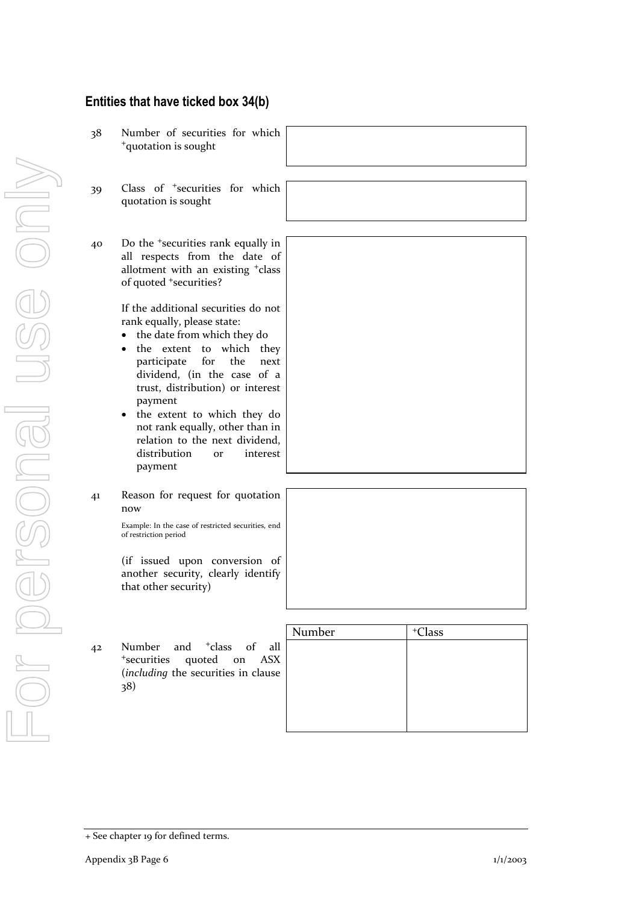## Entities that have ticked box 34(b)

38 Number of securities for which +quotation is sought

39 Class of +securities for which quotation is sought

40 Do the +securities rank equally in all respects from the date of allotment with an existing +class of quoted +securities?

If the additional securities do not rank equally, please state:

- the date from which they do
- the extent to which they participate for the next dividend, (in the case of a trust, distribution) or interest payment
- the extent to which they do not rank equally, other than in relation to the next dividend, distribution or interest payment

41 Reason for request for quotation now

Example: In the case of restricted securities, end of restriction period

(if issued upon conversion of another security, clearly identify that other security)

42 Number and +class of all +securities quoted on ASX (*including* the securities in clause 38)

| Number | +Class |
|---|---|
| | |

+ See chapter 19 for defined terms.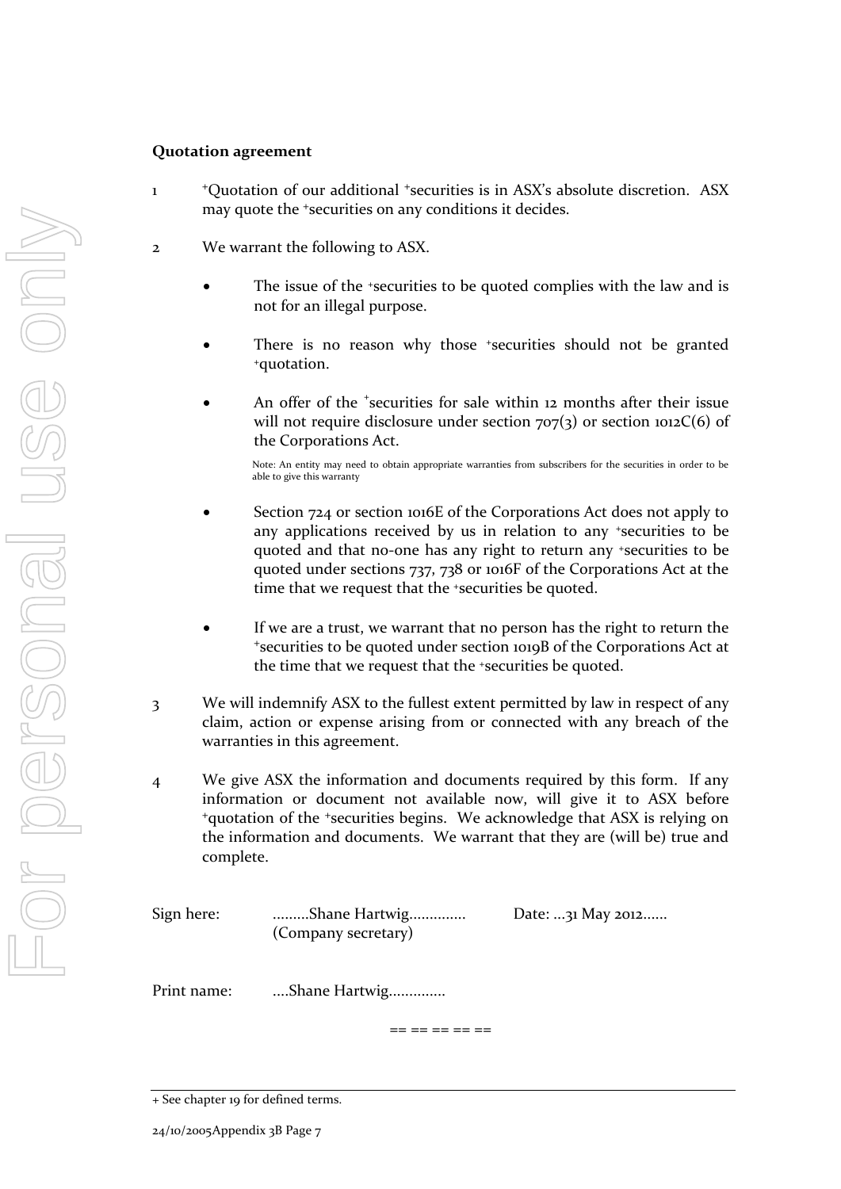**Quotation agreement**

1. +Quotation of our additional +securities is in ASX's absolute discretion. ASX may quote the +securities on any conditions it decides.

2. We warrant the following to ASX.

   - The issue of the +securities to be quoted complies with the law and is not for an illegal purpose.

   - There is no reason why those +securities should not be granted +quotation.

   - An offer of the +securities for sale within 12 months after their issue will not require disclosure under section 707(3) or section 1012C(6) of the Corporations Act.

     Note: An entity may need to obtain appropriate warranties from subscribers for the securities in order to be able to give this warranty

   - Section 724 or section 1016E of the Corporations Act does not apply to any applications received by us in relation to any +securities to be quoted and that no-one has any right to return any +securities to be quoted under sections 737, 738 or 1016F of the Corporations Act at the time that we request that the +securities be quoted.

   - If we are a trust, we warrant that no person has the right to return the +securities to be quoted under section 1019B of the Corporations Act at the time that we request that the +securities be quoted.

3. We will indemnify ASX to the fullest extent permitted by law in respect of any claim, action or expense arising from or connected with any breach of the warranties in this agreement.

4. We give ASX the information and documents required by this form. If any information or document not available now, will give it to ASX before +quotation of the +securities begins. We acknowledge that ASX is relying on the information and documents. We warrant that they are (will be) true and complete.

Sign here: .........Shane Hartwig............. (Company secretary) Date: ...31 May 2012......

Print name: ....Shane Hartwig.............

== == == == ==

+ See chapter 19 for defined terms.